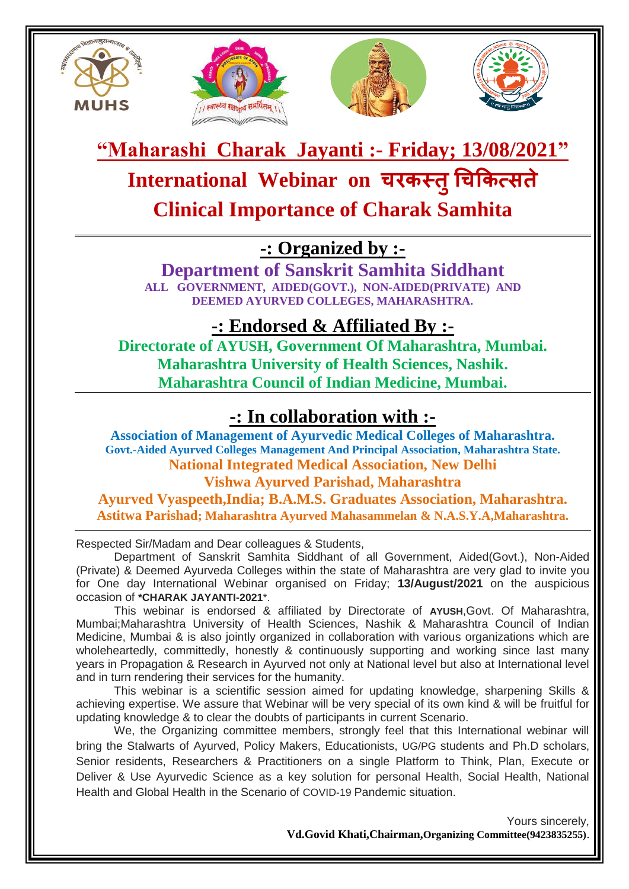# "Maharashi Charak Jayanti :- Friday; 13/08/2021"

# International Webinar on चरकस्तु चिकित्सते

# Clinical Importance of Charak Samhita

## -: Organized by :-

**Department of Sanskrit Samhita Siddhant**

**ALL GOVERNMENT, AIDED(GOVT.), NON-AIDED(PRIVATE) AND DEEMED AYURVED COLLEGES, MAHARASHTRA.**

## -: Endorsed & Affiliated By :-

**Directorate of AYUSH, Government Of Maharashtra, Mumbai.**
**Maharashtra University of Health Sciences, Nashik.**
**Maharashtra Council of Indian Medicine, Mumbai.**

## -: In collaboration with :-

**Association of Management of Ayurvedic Medical Colleges of Maharashtra.**
**Govt.-Aided Ayurved Colleges Management And Principal Association, Maharashtra State.**
**National Integrated Medical Association, New Delhi**
**Vishwa Ayurved Parishad, Maharashtra**
**Ayurved Vyaspeeth,India; B.A.M.S. Graduates Association, Maharashtra.**
**Astitwa Parishad; Maharashtra Ayurved Mahasammelan & N.A.S.Y.A,Maharashtra.**

Respected Sir/Madam and Dear colleagues & Students,

Department of Sanskrit Samhita Siddhant of all Government, Aided(Govt.), Non-Aided (Private) & Deemed Ayurveda Colleges within the state of Maharashtra are very glad to invite you for One day International Webinar organised on Friday; **13/August/2021** on the auspicious occasion of **\*CHARAK JAYANTI-2021**\*.

This webinar is endorsed & affiliated by Directorate of **AYUSH**,Govt. Of Maharashtra, Mumbai;Maharashtra University of Health Sciences, Nashik & Maharashtra Council of Indian Medicine, Mumbai & is also jointly organized in collaboration with various organizations which are wholeheartedly, committedly, honestly & continuously supporting and working since last many years in Propagation & Research in Ayurved not only at National level but also at International level and in turn rendering their services for the humanity.

This webinar is a scientific session aimed for updating knowledge, sharpening Skills & achieving expertise. We assure that Webinar will be very special of its own kind & will be fruitful for updating knowledge & to clear the doubts of participants in current Scenario.

We, the Organizing committee members, strongly feel that this International webinar will bring the Stalwarts of Ayurved, Policy Makers, Educationists, UG/PG students and Ph.D scholars, Senior residents, Researchers & Practitioners on a single Platform to Think, Plan, Execute or Deliver & Use Ayurvedic Science as a key solution for personal Health, Social Health, National Health and Global Health in the Scenario of COVID-19 Pandemic situation.

Yours sincerely,
**Vd.Govid Khati,Chairman,Organizing Committee(9423835255)**.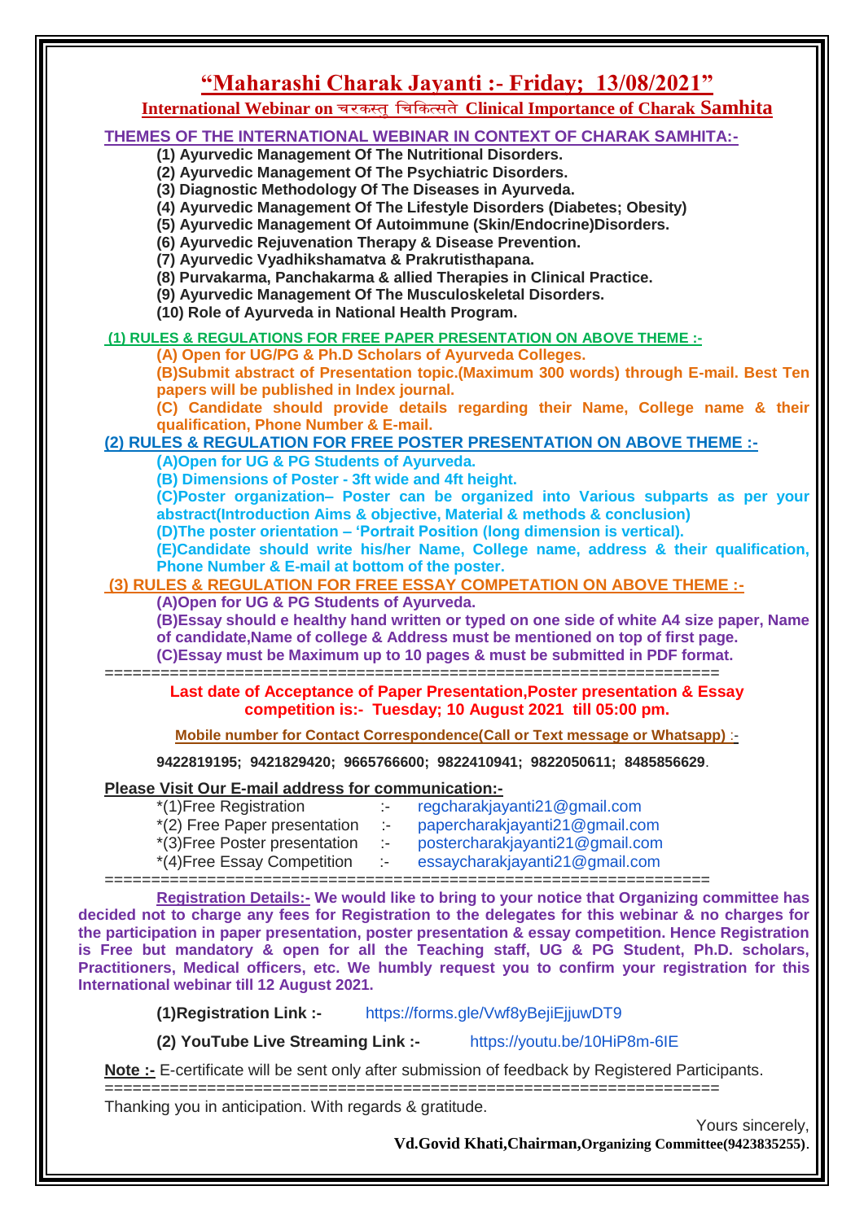# "Maharashi Charak Jayanti :- Friday; 13/08/2021"

## International Webinar on चरकस्तु चिकित्सते Clinical Importance of Charak Samhita

**THEMES OF THE INTERNATIONAL WEBINAR IN CONTEXT OF CHARAK SAMHITA:-**

**(1) Ayurvedic Management Of The Nutritional Disorders.**
**(2) Ayurvedic Management Of The Psychiatric Disorders.**
**(3) Diagnostic Methodology Of The Diseases in Ayurveda.**
**(4) Ayurvedic Management Of The Lifestyle Disorders (Diabetes; Obesity)**
**(5) Ayurvedic Management Of Autoimmune (Skin/Endocrine)Disorders.**
**(6) Ayurvedic Rejuvenation Therapy & Disease Prevention.**
**(7) Ayurvedic Vyadhikshamatva & Prakrutisthapana.**
**(8) Purvakarma, Panchakarma & allied Therapies in Clinical Practice.**
**(9) Ayurvedic Management Of The Musculoskeletal Disorders.**
**(10) Role of Ayurveda in National Health Program.**

**(1) RULES & REGULATIONS FOR FREE PAPER PRESENTATION ON ABOVE THEME :-**

**(A) Open for UG/PG & Ph.D Scholars of Ayurveda Colleges.**
**(B)Submit abstract of Presentation topic.(Maximum 300 words) through E-mail. Best Ten papers will be published in Index journal.**
**(C) Candidate should provide details regarding their Name, College name & their qualification, Phone Number & E-mail.**

**(2) RULES & REGULATION FOR FREE POSTER PRESENTATION ON ABOVE THEME :-**

**(A)Open for UG & PG Students of Ayurveda.**
**(B) Dimensions of Poster - 3ft wide and 4ft height.**
**(C)Poster organization– Poster can be organized into Various subparts as per your abstract(Introduction Aims & objective, Material & methods & conclusion)**
**(D)The poster orientation – 'Portrait Position (long dimension is vertical).**
**(E)Candidate should write his/her Name, College name, address & their qualification, Phone Number & E-mail at bottom of the poster.**

**(3) RULES & REGULATION FOR FREE ESSAY COMPETATION ON ABOVE THEME :-**

**(A)Open for UG & PG Students of Ayurveda.**
**(B)Essay should e healthy hand written or typed on one side of white A4 size paper, Name of candidate,Name of college & Address must be mentioned on top of first page.**
**(C)Essay must be Maximum up to 10 pages & must be submitted in PDF format.**

==================================================================

**Last date of Acceptance of Paper Presentation,Poster presentation & Essay competition is:- Tuesday; 10 August 2021 till 05:00 pm.**

**Mobile number for Contact Correspondence(Call or Text message or Whatsapp) :-**

**9422819195; 9421829420; 9665766600; 9822410941; 9822050611; 8485856629**.

**Please Visit Our E-mail address for communication:-**

*(1)Free Registration :- regcharakjayanti21@gmail.com
*(2) Free Paper presentation :- papercharakjayanti21@gmail.com
*(3)Free Poster presentation :- postercharakjayanti21@gmail.com
*(4)Free Essay Competition :- essaycharakjayanti21@gmail.com

==================================================================

**Registration Details:-** **We would like to bring to your notice that Organizing committee has decided not to charge any fees for Registration to the delegates for this webinar & no charges for the participation in paper presentation, poster presentation & essay competition. Hence Registration is Free but mandatory & open for all the Teaching staff, UG & PG Student, Ph.D. scholars, Practitioners, Medical officers, etc. We humbly request you to confirm your registration for this International webinar till 12 August 2021.**

**(1)Registration Link :-** https://forms.gle/Vwf8yBejiEjjuwDT9

**(2) YouTube Live Streaming Link :-** https://youtu.be/10HiP8m-6IE

**Note :-** E-certificate will be sent only after submission of feedback by Registered Participants.

==================================================================

Thanking you in anticipation. With regards & gratitude.

Yours sincerely,

**Vd.Govid Khati,Chairman,Organizing Committee(9423835255)**.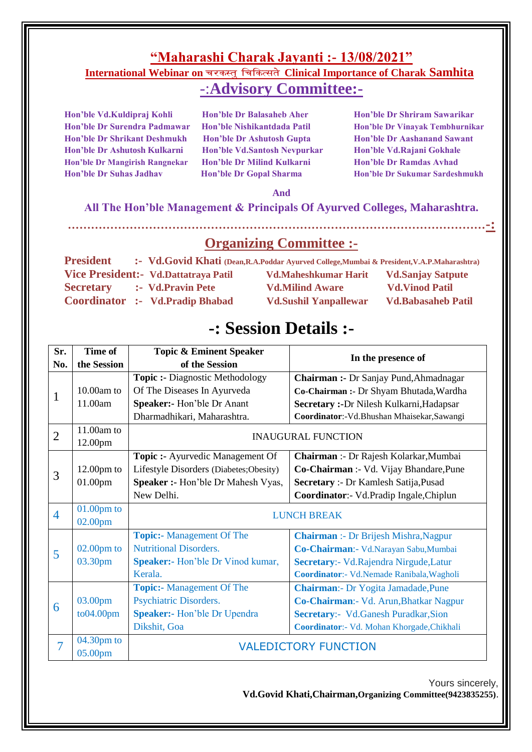# "Maharashi Charak Jayanti :- 13/08/2021"

## International Webinar on चरकस्तु चिकित्सते Clinical Importance of Charak Samhita

## -:Advisory Committee:-

Hon'ble Vd.Kuldipraj Kohli
Hon'ble Dr Surendra Padmawar
Hon'ble Dr Shrikant Deshmukh
Hon'ble Dr Ashutosh Kulkarni
Hon'ble Dr Mangirish Rangnekar
Hon'ble Dr Suhas Jadhav
Hon'ble Dr Balasaheb Aher
Hon'ble Nishikantdada Patil
Hon'ble Dr Ashutosh Gupta
Hon'ble Vd.Santosh Nevpurkar
Hon'ble Dr Milind Kulkarni
Hon'ble Dr Gopal Sharma
Hon'ble Dr Shriram Sawarikar
Hon'ble Dr Vinayak Tembhurnikar
Hon'ble Dr Aashanand Sawant
Hon'ble Vd.Rajani Gokhale
Hon'ble Dr Ramdas Avhad
Hon'ble Dr Sukumar Sardeshmukh

**And**

**All The Hon'ble Management & Principals Of Ayurved Colleges, Maharashtra.**

.................................................................................................-:

## Organizing Committee :-

**President** :- **Vd.Govid Khati** (Dean,R.A.Poddar Ayurved College,Mumbai & President,V.A.P.Maharashtra)

**Vice President**:- Vd.Dattatraya Patil, Vd.Maheshkumar Harit, Vd.Sanjay Satpute

**Secretary** :- Vd.Pravin Pete, Vd.Milind Aware, Vd.Vinod Patil

**Coordinator** :- Vd.Pradip Bhabad, Vd.Sushil Yanpallewar, Vd.Babasaheb Patil

# -: Session Details :-

| Sr. No. | Time of the Session | Topic & Eminent Speaker of the Session | In the presence of |
|---|---|---|---|
| 1 | 10.00am to 11.00am | **Topic :-** Diagnostic Methodology Of The Diseases In Ayurveda<br>**Speaker:-** Hon'ble Dr Anant Dharmadhikari, Maharashtra. | **Chairman :-** Dr Sanjay Pund,Ahmadnagar<br>**Co-Chairman :-** Dr Shyam Bhutada,Wardha<br>**Secretary :-**Dr Nilesh Kulkarni,Hadapsar<br>**Coordinator**:-Vd.Bhushan Mhaisekar,Sawangi |
| 2 | 11.00am to 12.00pm | INAUGURAL FUNCTION | |
| 3 | 12.00pm to 01.00pm | **Topic :-** Ayurvedic Management Of Lifestyle Disorders (Diabetes;Obesity)<br>**Speaker :-** Hon'ble Dr Mahesh Vyas, New Delhi. | **Chairman** :- Dr Rajesh Kolarkar,Mumbai<br>**Co-Chairman** :- Vd. Vijay Bhandare,Pune<br>**Secretary** :- Dr Kamlesh Satija,Pusad<br>**Coordinator**:- Vd.Pradip Ingale,Chiplun |
| 4 | 01.00pm to 02.00pm | LUNCH BREAK | |
| 5 | 02.00pm to 03.30pm | **Topic:-** Management Of The Nutritional Disorders.<br>**Speaker:-** Hon'ble Dr Vinod kumar, Kerala. | **Chairman** :- Dr Brijesh Mishra,Nagpur<br>**Co-Chairman**:- Vd.Narayan Sabu,Mumbai<br>**Secretary**:- Vd.Rajendra Nirgude,Latur<br>**Coordinator**:- Vd.Nemade Ranibala,Wagholi |
| 6 | 03.00pm to04.00pm | **Topic:-** Management Of The Psychiatric Disorders.<br>**Speaker:-** Hon'ble Dr Upendra Dikshit, Goa | **Chairman**:- Dr Yogita Jamadade,Pune<br>**Co-Chairman**:- Vd. Arun,Bhatkar Nagpur<br>**Secretary**:- Vd.Ganesh Puradkar,Sion<br>**Coordinator**:- Vd. Mohan Khorgade,Chikhali |
| 7 | 04.30pm to 05.00pm | VALEDICTORY FUNCTION | |

Yours sincerely,
**Vd.Govid Khati,Chairman,Organizing Committee(9423835255)**.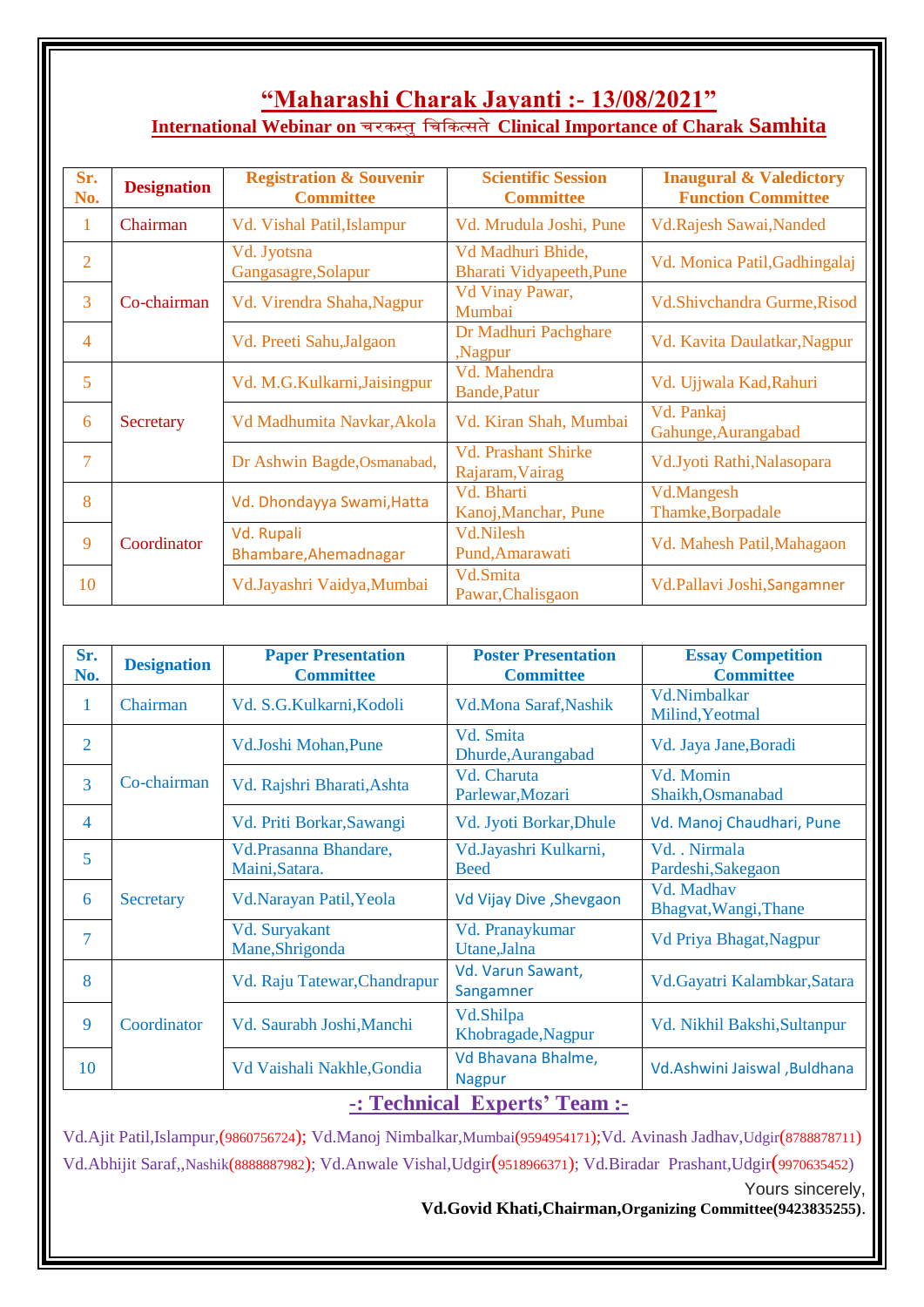# "Maharashi Charak Jayanti :- 13/08/2021"

## International Webinar on चरकस्तु चिकित्सते Clinical Importance of Charak Samhita

| Sr. No. | Designation | Registration & Souvenir Committee | Scientific Session Committee | Inaugural & Valedictory Function Committee |
|---|---|---|---|---|
| 1 | Chairman | Vd. Vishal Patil,Islampur | Vd. Mrudula Joshi, Pune | Vd.Rajesh Sawai,Nanded |
| 2 | Co-chairman | Vd. Jyotsna Gangasagre,Solapur | Vd Madhuri Bhide, Bharati Vidyapeeth,Pune | Vd. Monica Patil,Gadhingalaj |
| 3 | | Vd. Virendra Shaha,Nagpur | Vd Vinay Pawar, Mumbai | Vd.Shivchandra Gurme,Risod |
| 4 | | Vd. Preeti Sahu,Jalgaon | Dr Madhuri Pachghare ,Nagpur | Vd. Kavita Daulatkar,Nagpur |
| 5 | Secretary | Vd. M.G.Kulkarni,Jaisingpur | Vd. Mahendra Bande,Patur | Vd. Ujjwala Kad,Rahuri |
| 6 | | Vd Madhumita Navkar,Akola | Vd. Kiran Shah, Mumbai | Vd. Pankaj Gahunge,Aurangabad |
| 7 | | Dr Ashwin Bagde,Osmanabad, | Vd. Prashant Shirke Rajaram,Vairag | Vd.Jyoti Rathi,Nalasopara |
| 8 | Coordinator | Vd. Dhondayya Swami,Hatta | Vd. Bharti Kanoj,Manchar, Pune | Vd.Mangesh Thamke,Borpadale |
| 9 | | Vd. Rupali Bhambare,Ahemadnagar | Vd.Nilesh Pund,Amarawati | Vd. Mahesh Patil,Mahagaon |
| 10 | | Vd.Jayashri Vaidya,Mumbai | Vd.Smita Pawar,Chalisgaon | Vd.Pallavi Joshi,Sangamner |

| Sr. No. | Designation | Paper Presentation Committee | Poster Presentation Committee | Essay Competition Committee |
|---|---|---|---|---|
| 1 | Chairman | Vd. S.G.Kulkarni,Kodoli | Vd.Mona Saraf,Nashik | Vd.Nimbalkar Milind,Yeotmal |
| 2 | Co-chairman | Vd.Joshi Mohan,Pune | Vd. Smita Dhurde,Aurangabad | Vd. Jaya Jane,Boradi |
| 3 | | Vd. Rajshri Bharati,Ashta | Vd. Charuta Parlewar,Mozari | Vd. Momin Shaikh,Osmanabad |
| 4 | | Vd. Priti Borkar,Sawangi | Vd. Jyoti Borkar,Dhule | Vd. Manoj Chaudhari, Pune |
| 5 | Secretary | Vd.Prasanna Bhandare, Maini,Satara. | Vd.Jayashri Kulkarni, Beed | Vd. . Nirmala Pardeshi,Sakegaon |
| 6 | | Vd.Narayan Patil,Yeola | Vd Vijay Dive ,Shevgaon | Vd. Madhav Bhagvat,Wangi,Thane |
| 7 | | Vd. Suryakant Mane,Shrigonda | Vd. Pranaykumar Utane,Jalna | Vd Priya Bhagat,Nagpur |
| 8 | Coordinator | Vd. Raju Tatewar,Chandrapur | Vd. Varun Sawant, Sangamner | Vd.Gayatri Kalambkar,Satara |
| 9 | | Vd. Saurabh Joshi,Manchi | Vd.Shilpa Khobragade,Nagpur | Vd. Nikhil Bakshi,Sultanpur |
| 10 | | Vd Vaishali Nakhle,Gondia | Vd Bhavana Bhalme, Nagpur | Vd.Ashwini Jaiswal ,Buldhana |

## -: Technical Experts' Team :-

Vd.Ajit Patil,Islampur,(9860756724); Vd.Manoj Nimbalkar,Mumbai(9594954171);Vd. Avinash Jadhav,Udgir(8788878711) Vd.Abhijit Saraf,,Nashik(8888887982); Vd.Anwale Vishal,Udgir(9518966371); Vd.Biradar Prashant,Udgir(9970635452)

Yours sincerely,

**Vd.Govid Khati,Chairman,Organizing Committee(9423835255).**